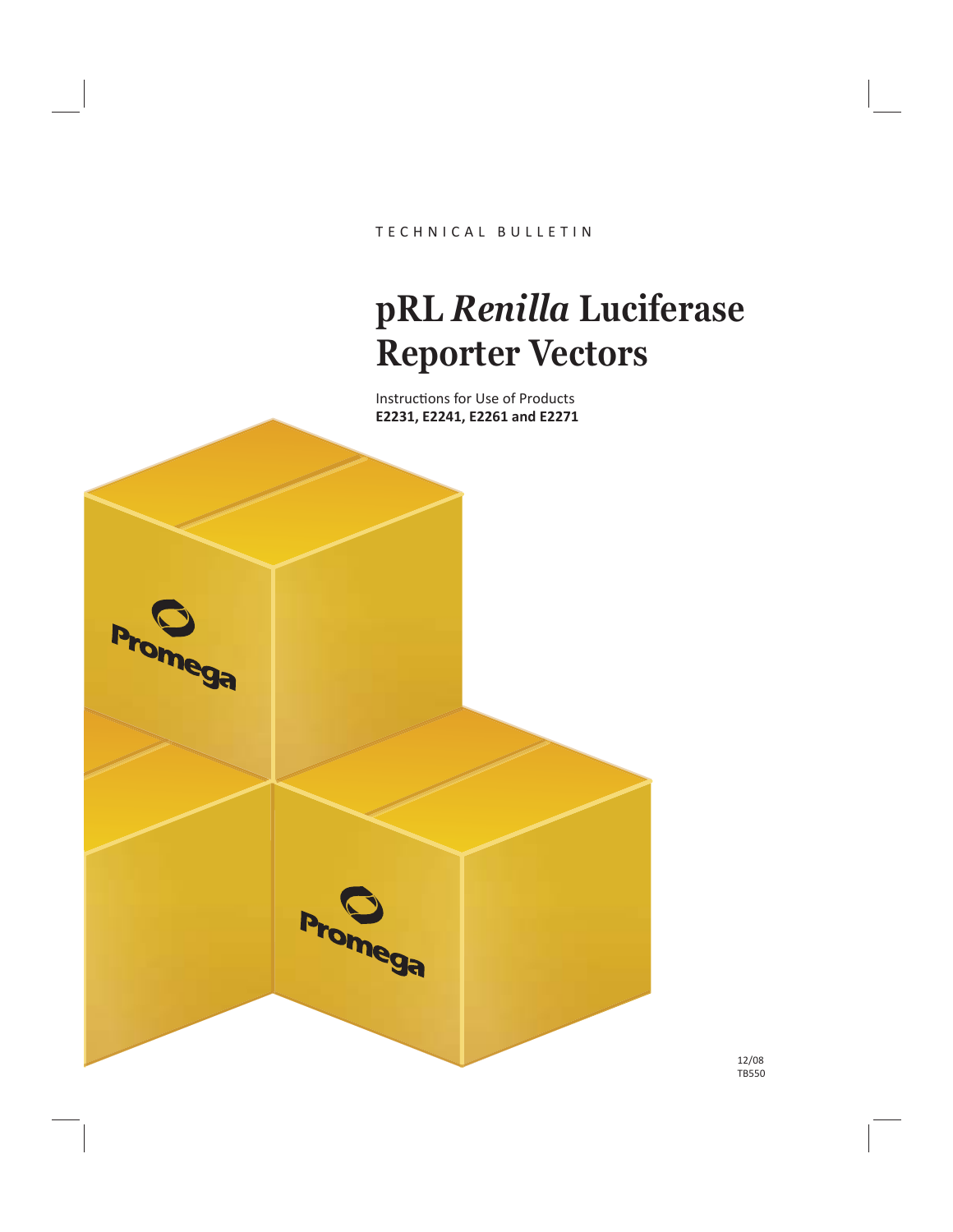TECHNICAL BULLETIN

# pRL *Renilla* Luciferase Reporter Vectors

Instructions for Use of Products
**E2231, E2241, E2261 and E2271**

12/08
TB550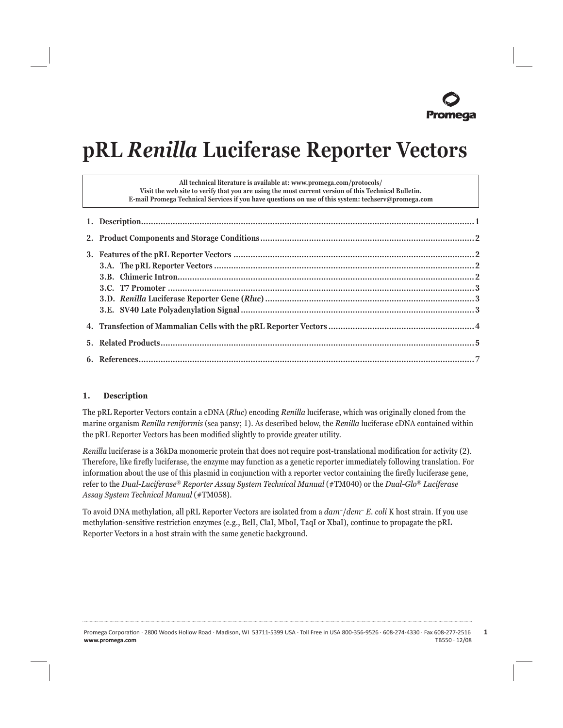# pRL *Renilla* Luciferase Reporter Vectors

**All technical literature is available at: www.promega.com/protocols/**
**Visit the web site to verify that you are using the most current version of this Technical Bulletin.**
**E-mail Promega Technical Services if you have questions on use of this system: techserv@promega.com**

1. Description........................................................................................................................................1
2. Product Components and Storage Conditions.......................................................................................2
3. Features of the pRL Reporter Vectors ..................................................................................................2
   - 3.A. The pRL Reporter Vectors ..........................................................................................................2
   - 3.B. Chimeric Intron.........................................................................................................................2
   - 3.C. T7 Promoter .............................................................................................................................3
   - 3.D. *Renilla* Luciferase Reporter Gene (*Rluc*) .....................................................................................3
   - 3.E. SV40 Late Polyadenylation Signal ...............................................................................................3
4. Transfection of Mammalian Cells with the pRL Reporter Vectors ............................................................4
5. Related Products................................................................................................................................5
6. References........................................................................................................................................7

## 1. Description

The pRL Reporter Vectors contain a cDNA (*Rluc*) encoding *Renilla* luciferase, which was originally cloned from the marine organism *Renilla reniformis* (sea pansy; 1). As described below, the *Renilla* luciferase cDNA contained within the pRL Reporter Vectors has been modified slightly to provide greater utility.

*Renilla* luciferase is a 36kDa monomeric protein that does not require post-translational modification for activity (2). Therefore, like firefly luciferase, the enzyme may function as a genetic reporter immediately following translation. For information about the use of this plasmid in conjunction with a reporter vector containing the firefly luciferase gene, refer to the *Dual-Luciferase® Reporter Assay System Technical Manual* (#TM040) or the *Dual-Glo® Luciferase Assay System Technical Manual* (#TM058).

To avoid DNA methylation, all pRL Reporter Vectors are isolated from a *dam⁻/dcm⁻ E. coli* K host strain. If you use methylation-sensitive restriction enzymes (e.g., BclI, ClaI, MboI, TaqI or XbaI), continue to propagate the pRL Reporter Vectors in a host strain with the same genetic background.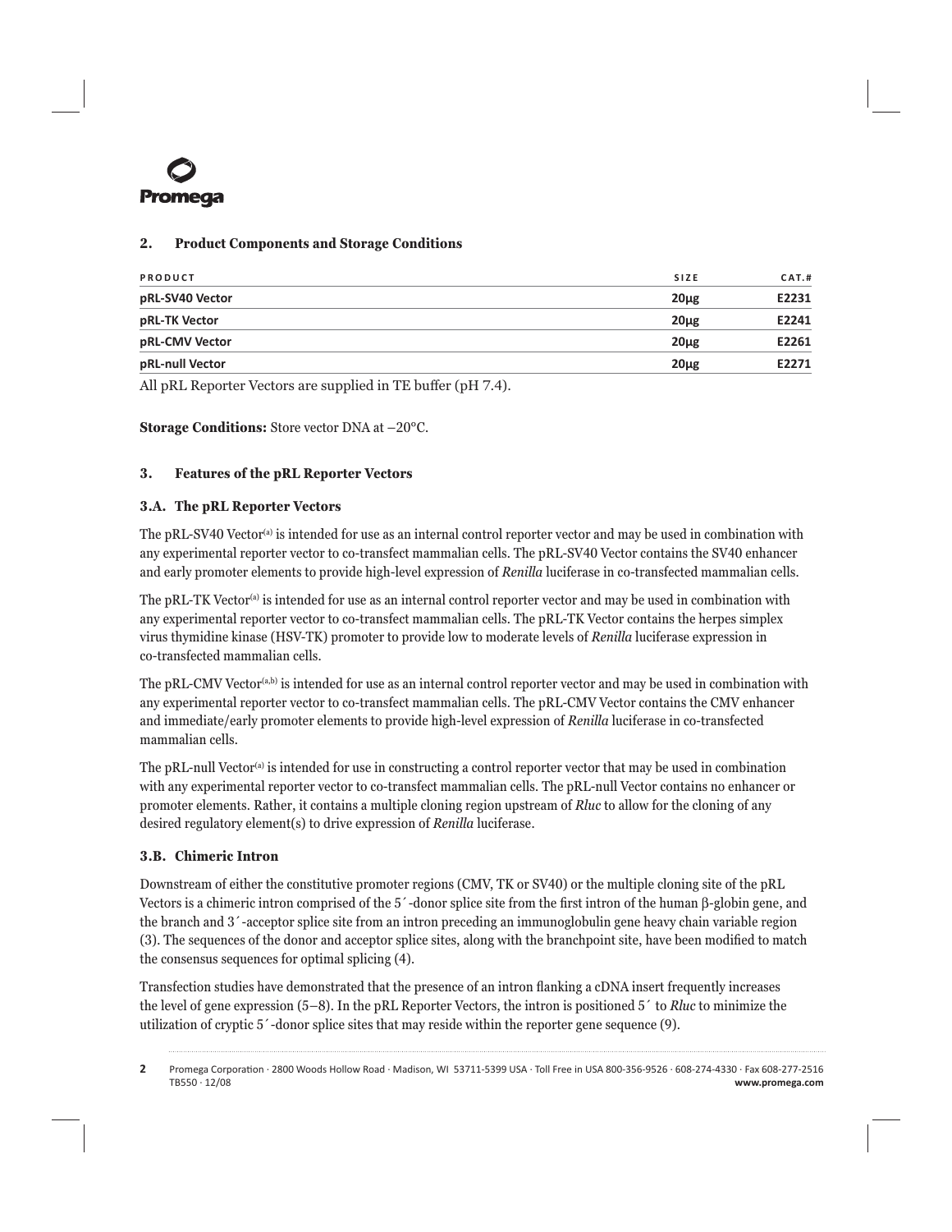## 2. Product Components and Storage Conditions

| PRODUCT | SIZE | CAT.# |
|---|---|---|
| **pRL-SV40 Vector** | **20μg** | **E2231** |
| **pRL-TK Vector** | **20μg** | **E2241** |
| **pRL-CMV Vector** | **20μg** | **E2261** |
| **pRL-null Vector** | **20μg** | **E2271** |

All pRL Reporter Vectors are supplied in TE buffer (pH 7.4).

**Storage Conditions:** Store vector DNA at –20°C.

## 3. Features of the pRL Reporter Vectors

### 3.A. The pRL Reporter Vectors

The pRL-SV40 Vector[a] is intended for use as an internal control reporter vector and may be used in combination with any experimental reporter vector to co-transfect mammalian cells. The pRL-SV40 Vector contains the SV40 enhancer and early promoter elements to provide high-level expression of *Renilla* luciferase in co-transfected mammalian cells.

The pRL-TK Vector[a] is intended for use as an internal control reporter vector and may be used in combination with any experimental reporter vector to co-transfect mammalian cells. The pRL-TK Vector contains the herpes simplex virus thymidine kinase (HSV-TK) promoter to provide low to moderate levels of *Renilla* luciferase expression in co-transfected mammalian cells.

The pRL-CMV Vector[a,b] is intended for use as an internal control reporter vector and may be used in combination with any experimental reporter vector to co-transfect mammalian cells. The pRL-CMV Vector contains the CMV enhancer and immediate/early promoter elements to provide high-level expression of *Renilla* luciferase in co-transfected mammalian cells.

The pRL-null Vector[a] is intended for use in constructing a control reporter vector that may be used in combination with any experimental reporter vector to co-transfect mammalian cells. The pRL-null Vector contains no enhancer or promoter elements. Rather, it contains a multiple cloning region upstream of *Rluc* to allow for the cloning of any desired regulatory element(s) to drive expression of *Renilla* luciferase.

### 3.B. Chimeric Intron

Downstream of either the constitutive promoter regions (CMV, TK or SV40) or the multiple cloning site of the pRL Vectors is a chimeric intron comprised of the 5´-donor splice site from the first intron of the human β-globin gene, and the branch and 3´-acceptor splice site from an intron preceding an immunoglobulin gene heavy chain variable region (3). The sequences of the donor and acceptor splice sites, along with the branchpoint site, have been modified to match the consensus sequences for optimal splicing (4).

Transfection studies have demonstrated that the presence of an intron flanking a cDNA insert frequently increases the level of gene expression (5–8). In the pRL Reporter Vectors, the intron is positioned 5´ to *Rluc* to minimize the utilization of cryptic 5´-donor splice sites that may reside within the reporter gene sequence (9).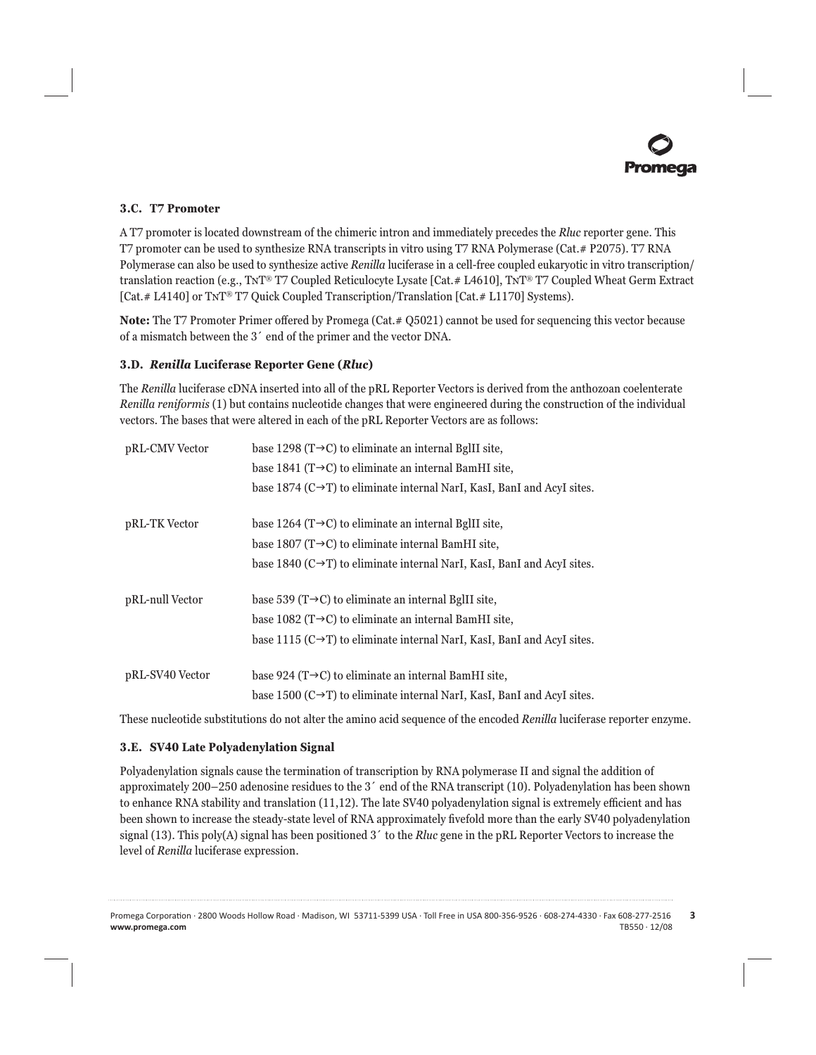### 3.C. T7 Promoter

A T7 promoter is located downstream of the chimeric intron and immediately precedes the *Rluc* reporter gene. This T7 promoter can be used to synthesize RNA transcripts in vitro using T7 RNA Polymerase (Cat.# P2075). T7 RNA Polymerase can also be used to synthesize active *Renilla* luciferase in a cell-free coupled eukaryotic in vitro transcription/translation reaction (e.g., TNT® T7 Coupled Reticulocyte Lysate [Cat.# L4610], TNT® T7 Coupled Wheat Germ Extract [Cat.# L4140] or TNT® T7 Quick Coupled Transcription/Translation [Cat.# L1170] Systems).

**Note:** The T7 Promoter Primer offered by Promega (Cat.# Q5021) cannot be used for sequencing this vector because of a mismatch between the 3´ end of the primer and the vector DNA.

### 3.D. *Renilla* Luciferase Reporter Gene (*Rluc*)

The *Renilla* luciferase cDNA inserted into all of the pRL Reporter Vectors is derived from the anthozoan coelenterate *Renilla reniformis* (1) but contains nucleotide changes that were engineered during the construction of the individual vectors. The bases that were altered in each of the pRL Reporter Vectors are as follows:

| | |
|---|---|
| pRL-CMV Vector | base 1298 (T→C) to eliminate an internal BglII site, |
| | base 1841 (T→C) to eliminate an internal BamHI site, |
| | base 1874 (C→T) to eliminate internal NarI, KasI, BanI and AcyI sites. |
| pRL-TK Vector | base 1264 (T→C) to eliminate an internal BglII site, |
| | base 1807 (T→C) to eliminate internal BamHI site, |
| | base 1840 (C→T) to eliminate internal NarI, KasI, BanI and AcyI sites. |
| pRL-null Vector | base 539 (T→C) to eliminate an internal BglII site, |
| | base 1082 (T→C) to eliminate an internal BamHI site, |
| | base 1115 (C→T) to eliminate internal NarI, KasI, BanI and AcyI sites. |
| pRL-SV40 Vector | base 924 (T→C) to eliminate an internal BamHI site, |
| | base 1500 (C→T) to eliminate internal NarI, KasI, BanI and AcyI sites. |

These nucleotide substitutions do not alter the amino acid sequence of the encoded *Renilla* luciferase reporter enzyme.

### 3.E. SV40 Late Polyadenylation Signal

Polyadenylation signals cause the termination of transcription by RNA polymerase II and signal the addition of approximately 200–250 adenosine residues to the 3´ end of the RNA transcript (10). Polyadenylation has been shown to enhance RNA stability and translation (11,12). The late SV40 polyadenylation signal is extremely efficient and has been shown to increase the steady-state level of RNA approximately fivefold more than the early SV40 polyadenylation signal (13). This poly(A) signal has been positioned 3´ to the *Rluc* gene in the pRL Reporter Vectors to increase the level of *Renilla* luciferase expression.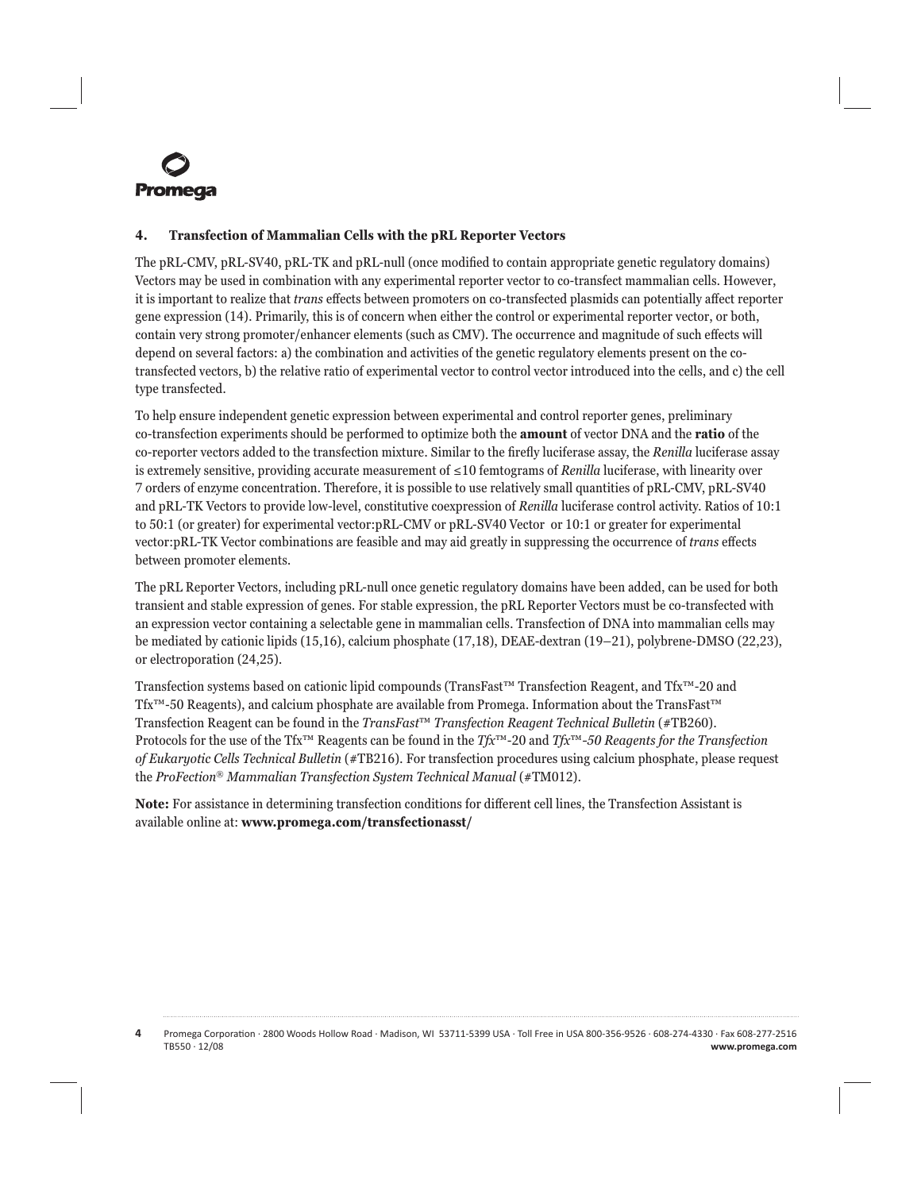## 4. Transfection of Mammalian Cells with the pRL Reporter Vectors

The pRL-CMV, pRL-SV40, pRL-TK and pRL-null (once modified to contain appropriate genetic regulatory domains) Vectors may be used in combination with any experimental reporter vector to co-transfect mammalian cells. However, it is important to realize that *trans* effects between promoters on co-transfected plasmids can potentially affect reporter gene expression (14). Primarily, this is of concern when either the control or experimental reporter vector, or both, contain very strong promoter/enhancer elements (such as CMV). The occurrence and magnitude of such effects will depend on several factors: a) the combination and activities of the genetic regulatory elements present on the co-transfected vectors, b) the relative ratio of experimental vector to control vector introduced into the cells, and c) the cell type transfected.

To help ensure independent genetic expression between experimental and control reporter genes, preliminary co-transfection experiments should be performed to optimize both the **amount** of vector DNA and the **ratio** of the co-reporter vectors added to the transfection mixture. Similar to the firefly luciferase assay, the *Renilla* luciferase assay is extremely sensitive, providing accurate measurement of ≤10 femtograms of *Renilla* luciferase, with linearity over 7 orders of enzyme concentration. Therefore, it is possible to use relatively small quantities of pRL-CMV, pRL-SV40 and pRL-TK Vectors to provide low-level, constitutive coexpression of *Renilla* luciferase control activity. Ratios of 10:1 to 50:1 (or greater) for experimental vector:pRL-CMV or pRL-SV40 Vector or 10:1 or greater for experimental vector:pRL-TK Vector combinations are feasible and may aid greatly in suppressing the occurrence of *trans* effects between promoter elements.

The pRL Reporter Vectors, including pRL-null once genetic regulatory domains have been added, can be used for both transient and stable expression of genes. For stable expression, the pRL Reporter Vectors must be co-transfected with an expression vector containing a selectable gene in mammalian cells. Transfection of DNA into mammalian cells may be mediated by cationic lipids (15,16), calcium phosphate (17,18), DEAE-dextran (19–21), polybrene-DMSO (22,23), or electroporation (24,25).

Transfection systems based on cationic lipid compounds (TransFast™ Transfection Reagent, and Tfx™-20 and Tfx™-50 Reagents), and calcium phosphate are available from Promega. Information about the TransFast™ Transfection Reagent can be found in the *TransFast™ Transfection Reagent Technical Bulletin* (#TB260). Protocols for the use of the Tfx™ Reagents can be found in the *Tfx™-20 and Tfx™-50 Reagents for the Transfection of Eukaryotic Cells Technical Bulletin* (#TB216). For transfection procedures using calcium phosphate, please request the *ProFection® Mammalian Transfection System Technical Manual* (#TM012).

**Note:** For assistance in determining transfection conditions for different cell lines, the Transfection Assistant is available online at: **www.promega.com/transfectionasst/**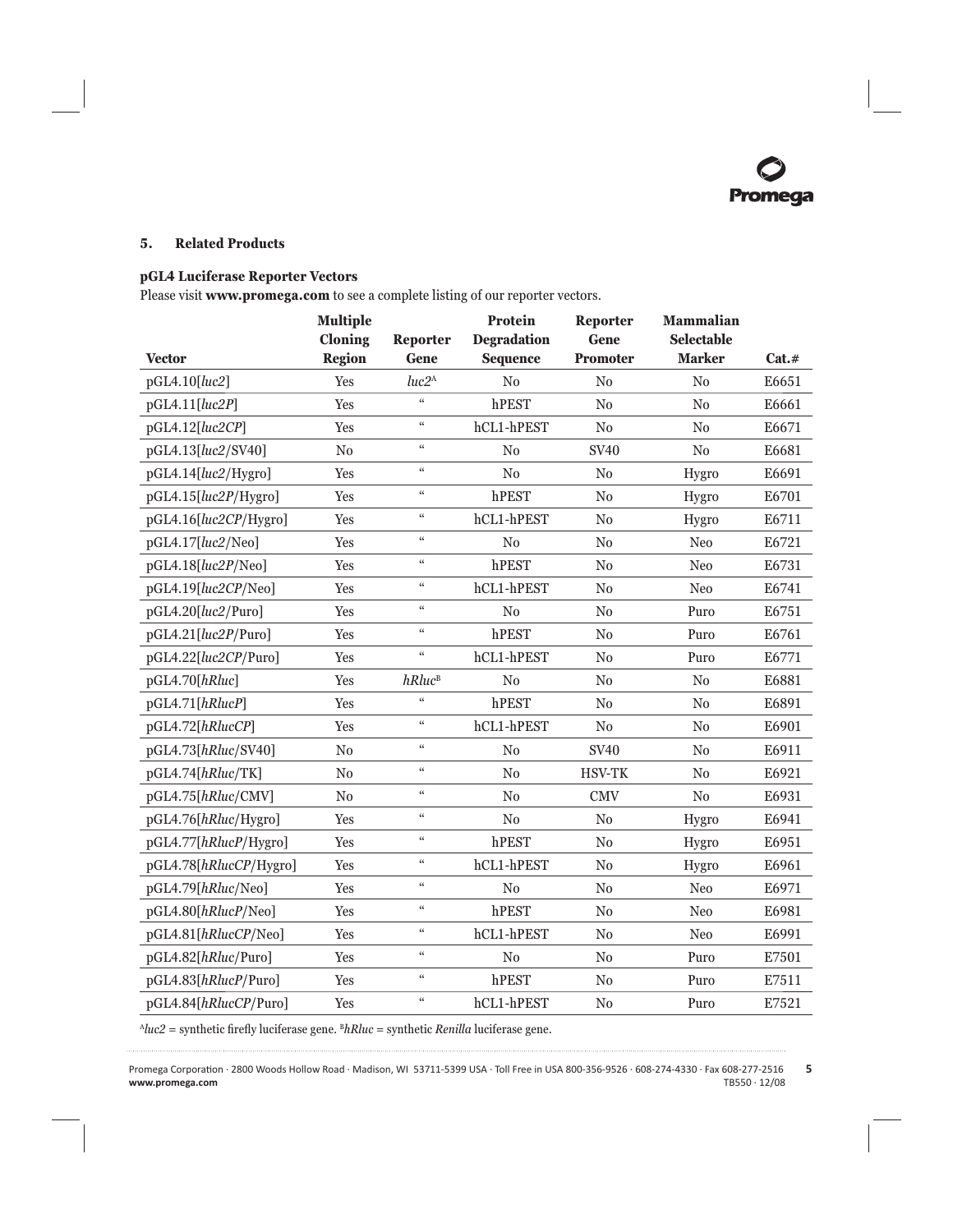## 5. Related Products

### pGL4 Luciferase Reporter Vectors

Please visit **www.promega.com** to see a complete listing of our reporter vectors.

| Vector | Multiple Cloning Region | Reporter Gene | Protein Degradation Sequence | Reporter Gene Promoter | Mammalian Selectable Marker | Cat.# |
|---|---|---|---|---|---|---|
| pGL4.10[*luc2*] | Yes | *luc2*[A] | No | No | No | E6651 |
| pGL4.11[*luc2P*] | Yes | " | hPEST | No | No | E6661 |
| pGL4.12[*luc2CP*] | Yes | " | hCL1-hPEST | No | No | E6671 |
| pGL4.13[*luc2*/SV40] | No | " | No | SV40 | No | E6681 |
| pGL4.14[*luc2*/Hygro] | Yes | " | No | No | Hygro | E6691 |
| pGL4.15[*luc2P*/Hygro] | Yes | " | hPEST | No | Hygro | E6701 |
| pGL4.16[*luc2CP*/Hygro] | Yes | " | hCL1-hPEST | No | Hygro | E6711 |
| pGL4.17[*luc2*/Neo] | Yes | " | No | No | Neo | E6721 |
| pGL4.18[*luc2P*/Neo] | Yes | " | hPEST | No | Neo | E6731 |
| pGL4.19[*luc2CP*/Neo] | Yes | " | hCL1-hPEST | No | Neo | E6741 |
| pGL4.20[*luc2*/Puro] | Yes | " | No | No | Puro | E6751 |
| pGL4.21[*luc2P*/Puro] | Yes | " | hPEST | No | Puro | E6761 |
| pGL4.22[*luc2CP*/Puro] | Yes | " | hCL1-hPEST | No | Puro | E6771 |
| pGL4.70[*hRluc*] | Yes | *hRluc*[B] | No | No | No | E6881 |
| pGL4.71[*hRlucP*] | Yes | " | hPEST | No | No | E6891 |
| pGL4.72[*hRlucCP*] | Yes | " | hCL1-hPEST | No | No | E6901 |
| pGL4.73[*hRluc*/SV40] | No | " | No | SV40 | No | E6911 |
| pGL4.74[*hRluc*/TK] | No | " | No | HSV-TK | No | E6921 |
| pGL4.75[*hRluc*/CMV] | No | " | No | CMV | No | E6931 |
| pGL4.76[*hRluc*/Hygro] | Yes | " | No | No | Hygro | E6941 |
| pGL4.77[*hRlucP*/Hygro] | Yes | " | hPEST | No | Hygro | E6951 |
| pGL4.78[*hRlucCP*/Hygro] | Yes | " | hCL1-hPEST | No | Hygro | E6961 |
| pGL4.79[*hRluc*/Neo] | Yes | " | No | No | Neo | E6971 |
| pGL4.80[*hRlucP*/Neo] | Yes | " | hPEST | No | Neo | E6981 |
| pGL4.81[*hRlucCP*/Neo] | Yes | " | hCL1-hPEST | No | Neo | E6991 |
| pGL4.82[*hRluc*/Puro] | Yes | " | No | No | Puro | E7501 |
| pGL4.83[*hRlucP*/Puro] | Yes | " | hPEST | No | Puro | E7511 |
| pGL4.84[*hRlucCP*/Puro] | Yes | " | hCL1-hPEST | No | Puro | E7521 |

[A]*luc2* = synthetic firefly luciferase gene. [B]*hRluc* = synthetic *Renilla* luciferase gene.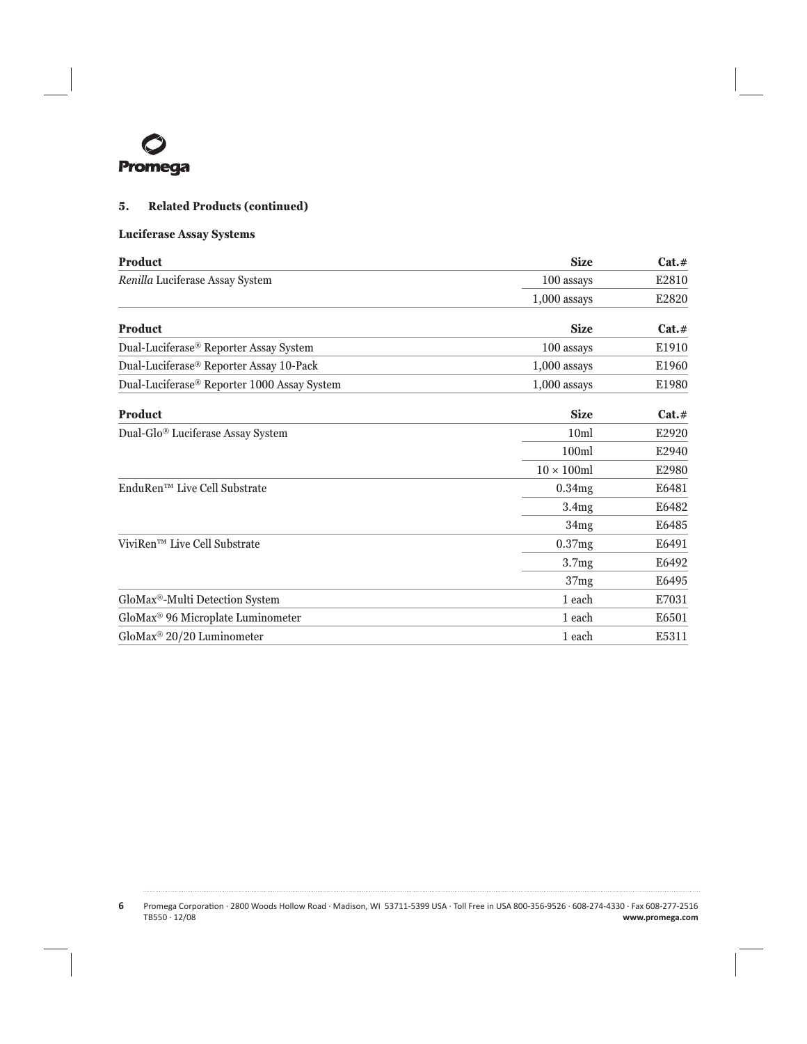## 5. Related Products (continued)

### Luciferase Assay Systems

| Product | Size | Cat.# |
|---|---|---|
| *Renilla* Luciferase Assay System | 100 assays | E2810 |
| | 1,000 assays | E2820 |

| Product | Size | Cat.# |
|---|---|---|
| Dual-Luciferase® Reporter Assay System | 100 assays | E1910 |
| Dual-Luciferase® Reporter Assay 10-Pack | 1,000 assays | E1960 |
| Dual-Luciferase® Reporter 1000 Assay System | 1,000 assays | E1980 |

| Product | Size | Cat.# |
|---|---|---|
| Dual-Glo® Luciferase Assay System | 10ml | E2920 |
| | 100ml | E2940 |
| | $10 \times 100$ml | E2980 |
| EnduRen™ Live Cell Substrate | 0.34mg | E6481 |
| | 3.4mg | E6482 |
| | 34mg | E6485 |
| ViviRen™ Live Cell Substrate | 0.37mg | E6491 |
| | 3.7mg | E6492 |
| | 37mg | E6495 |
| GloMax®-Multi Detection System | 1 each | E7031 |
| GloMax® 96 Microplate Luminometer | 1 each | E6501 |
| GloMax® 20/20 Luminometer | 1 each | E5311 |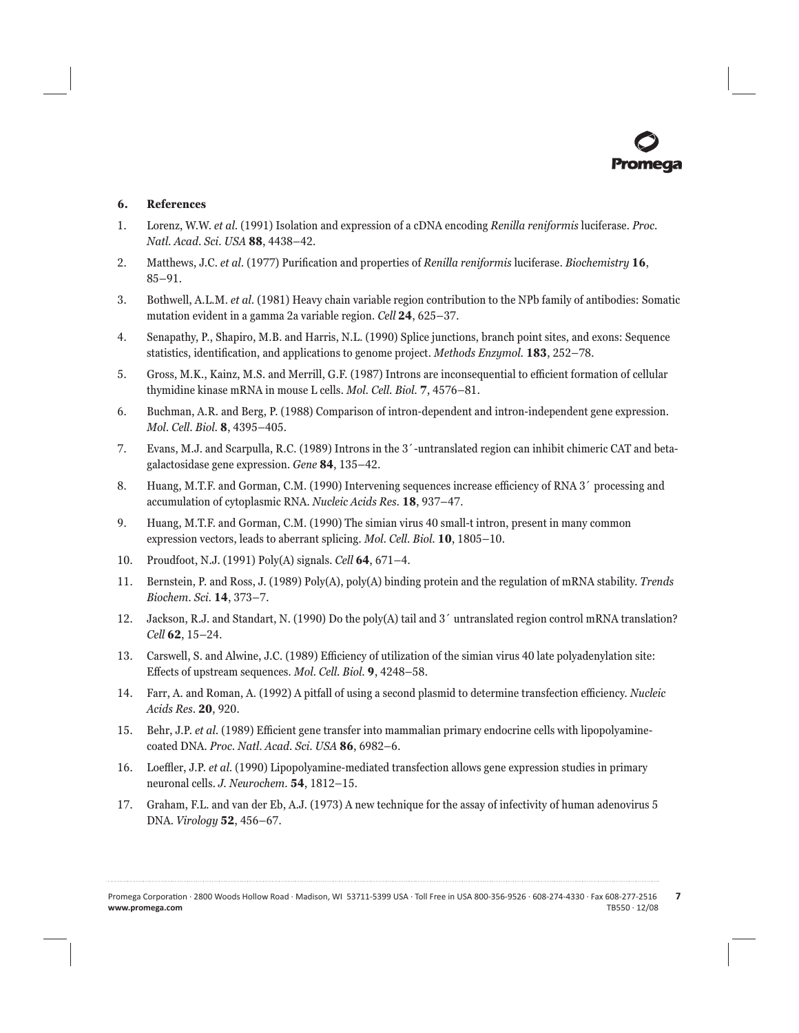## 6. References

1. Lorenz, W.W. *et al.* (1991) Isolation and expression of a cDNA encoding *Renilla reniformis* luciferase. *Proc. Natl. Acad. Sci. USA* **88**, 4438–42.
2. Matthews, J.C. *et al.* (1977) Purification and properties of *Renilla reniformis* luciferase. *Biochemistry* **16**, 85–91.
3. Bothwell, A.L.M. *et al.* (1981) Heavy chain variable region contribution to the NPb family of antibodies: Somatic mutation evident in a gamma 2a variable region. *Cell* **24**, 625–37.
4. Senapathy, P., Shapiro, M.B. and Harris, N.L. (1990) Splice junctions, branch point sites, and exons: Sequence statistics, identification, and applications to genome project. *Methods Enzymol.* **183**, 252–78.
5. Gross, M.K., Kainz, M.S. and Merrill, G.F. (1987) Introns are inconsequential to efficient formation of cellular thymidine kinase mRNA in mouse L cells. *Mol. Cell. Biol.* **7**, 4576–81.
6. Buchman, A.R. and Berg, P. (1988) Comparison of intron-dependent and intron-independent gene expression. *Mol. Cell. Biol.* **8**, 4395–405.
7. Evans, M.J. and Scarpulla, R.C. (1989) Introns in the 3´-untranslated region can inhibit chimeric CAT and beta-galactosidase gene expression. *Gene* **84**, 135–42.
8. Huang, M.T.F. and Gorman, C.M. (1990) Intervening sequences increase efficiency of RNA 3´ processing and accumulation of cytoplasmic RNA. *Nucleic Acids Res.* **18**, 937–47.
9. Huang, M.T.F. and Gorman, C.M. (1990) The simian virus 40 small-t intron, present in many common expression vectors, leads to aberrant splicing. *Mol. Cell. Biol.* **10**, 1805–10.
10. Proudfoot, N.J. (1991) Poly(A) signals. *Cell* **64**, 671–4.
11. Bernstein, P. and Ross, J. (1989) Poly(A), poly(A) binding protein and the regulation of mRNA stability. *Trends Biochem. Sci.* **14**, 373–7.
12. Jackson, R.J. and Standart, N. (1990) Do the poly(A) tail and 3´ untranslated region control mRNA translation? *Cell* **62**, 15–24.
13. Carswell, S. and Alwine, J.C. (1989) Efficiency of utilization of the simian virus 40 late polyadenylation site: Effects of upstream sequences. *Mol. Cell. Biol.* **9**, 4248–58.
14. Farr, A. and Roman, A. (1992) A pitfall of using a second plasmid to determine transfection efficiency. *Nucleic Acids Res.* **20**, 920.
15. Behr, J.P. *et al.* (1989) Efficient gene transfer into mammalian primary endocrine cells with lipopolyamine-coated DNA. *Proc. Natl. Acad. Sci. USA* **86**, 6982–6.
16. Loeffler, J.P. *et al.* (1990) Lipopolyamine-mediated transfection allows gene expression studies in primary neuronal cells. *J. Neurochem.* **54**, 1812–15.
17. Graham, F.L. and van der Eb, A.J. (1973) A new technique for the assay of infectivity of human adenovirus 5 DNA. *Virology* **52**, 456–67.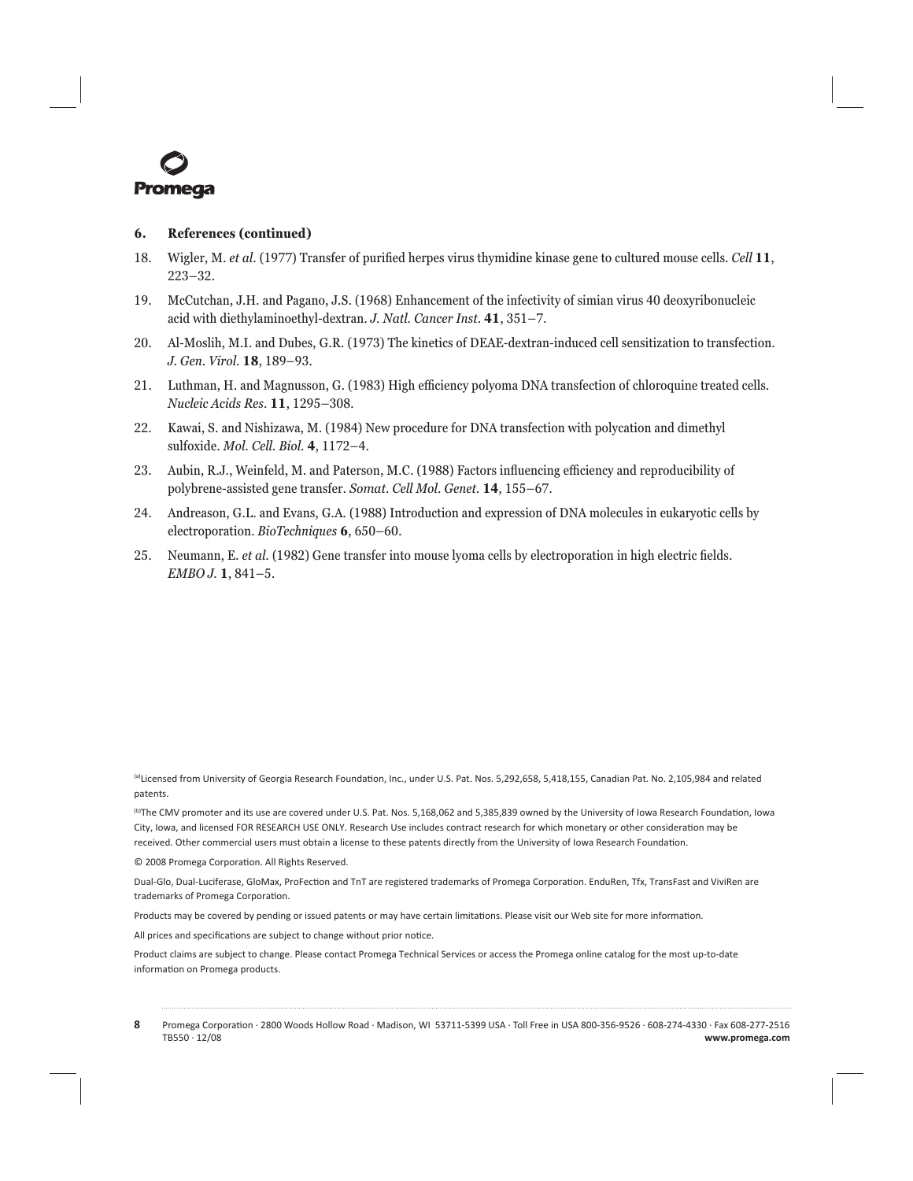## 6. References (continued)

18. Wigler, M. *et al.* (1977) Transfer of purified herpes virus thymidine kinase gene to cultured mouse cells. *Cell* **11**, 223–32.
19. McCutchan, J.H. and Pagano, J.S. (1968) Enhancement of the infectivity of simian virus 40 deoxyribonucleic acid with diethylaminoethyl-dextran. *J. Natl. Cancer Inst.* **41**, 351–7.
20. Al-Moslih, M.I. and Dubes, G.R. (1973) The kinetics of DEAE-dextran-induced cell sensitization to transfection. *J. Gen. Virol.* **18**, 189–93.
21. Luthman, H. and Magnusson, G. (1983) High efficiency polyoma DNA transfection of chloroquine treated cells. *Nucleic Acids Res.* **11**, 1295–308.
22. Kawai, S. and Nishizawa, M. (1984) New procedure for DNA transfection with polycation and dimethyl sulfoxide. *Mol. Cell. Biol.* **4**, 1172–4.
23. Aubin, R.J., Weinfeld, M. and Paterson, M.C. (1988) Factors influencing efficiency and reproducibility of polybrene-assisted gene transfer. *Somat. Cell Mol. Genet.* **14**, 155–67.
24. Andreason, G.L. and Evans, G.A. (1988) Introduction and expression of DNA molecules in eukaryotic cells by electroporation. *BioTechniques* **6**, 650–60.
25. Neumann, E. *et al.* (1982) Gene transfer into mouse lyoma cells by electroporation in high electric fields. *EMBO J.* **1**, 841–5.

[a]Licensed from University of Georgia Research Foundation, Inc., under U.S. Pat. Nos. 5,292,658, 5,418,155, Canadian Pat. No. 2,105,984 and related patents.

[b]The CMV promoter and its use are covered under U.S. Pat. Nos. 5,168,062 and 5,385,839 owned by the University of Iowa Research Foundation, Iowa City, Iowa, and licensed FOR RESEARCH USE ONLY. Research Use includes contract research for which monetary or other consideration may be received. Other commercial users must obtain a license to these patents directly from the University of Iowa Research Foundation.

© 2008 Promega Corporation. All Rights Reserved.

Dual-Glo, Dual-Luciferase, GloMax, ProFection and TnT are registered trademarks of Promega Corporation. EnduRen, Tfx, TransFast and ViviRen are trademarks of Promega Corporation.

Products may be covered by pending or issued patents or may have certain limitations. Please visit our Web site for more information.

All prices and specifications are subject to change without prior notice.

Product claims are subject to change. Please contact Promega Technical Services or access the Promega online catalog for the most up-to-date information on Promega products.